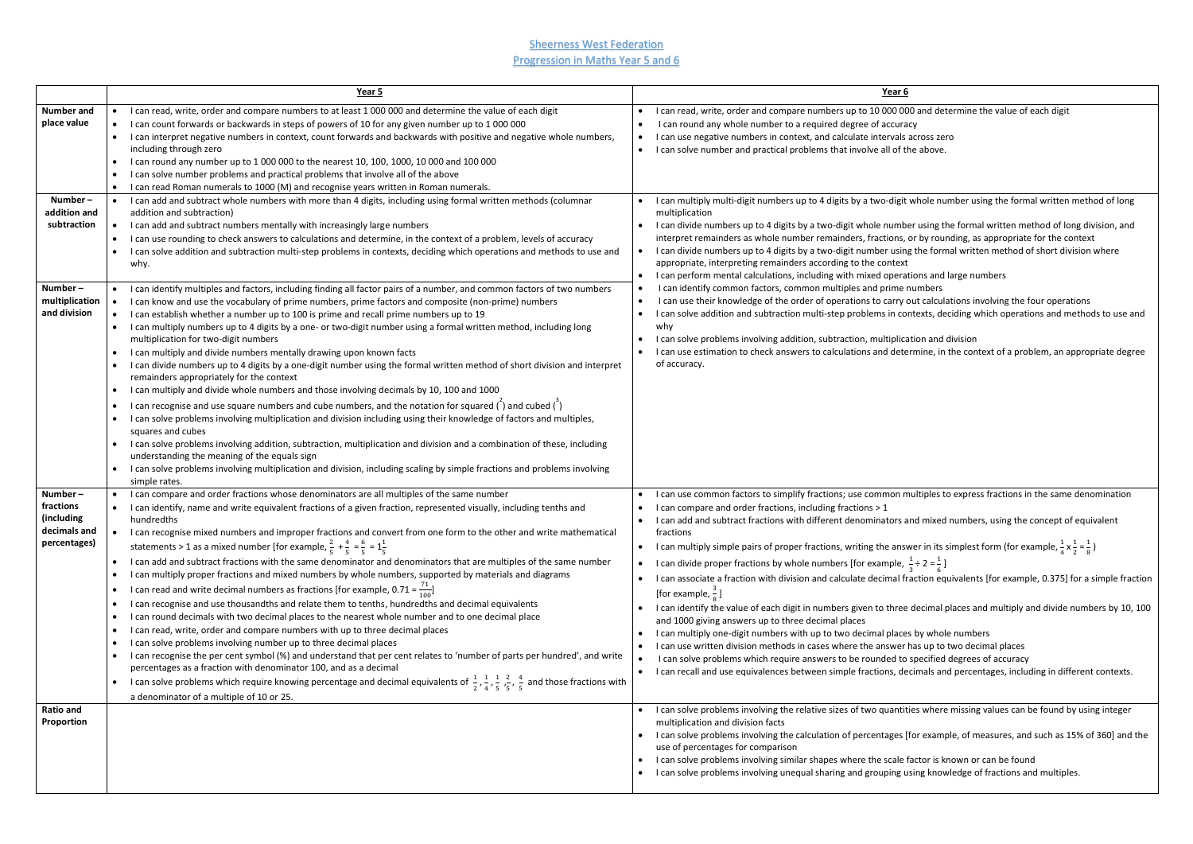# Sheerness West Federation

## Progression in Maths Year 5 and 6

| | Year 5 | Year 6 |
|---|---|---|
| **Number and place value** | • I can read, write, order and compare numbers to at least 1 000 000 and determine the value of each digit<br>• I can count forwards or backwards in steps of powers of 10 for any given number up to 1 000 000<br>• I can interpret negative numbers in context, count forwards and backwards with positive and negative whole numbers, including through zero<br>• I can round any number up to 1 000 000 to the nearest 10, 100, 1000, 10 000 and 100 000<br>• I can solve number problems and practical problems that involve all of the above<br>• I can read Roman numerals to 1000 (M) and recognise years written in Roman numerals. | • I can read, write, order and compare numbers up to 10 000 000 and determine the value of each digit<br>• I can round any whole number to a required degree of accuracy<br>• I can use negative numbers in context, and calculate intervals across zero<br>• I can solve number and practical problems that involve all of the above. |
| **Number – addition and subtraction** | • I can add and subtract whole numbers with more than 4 digits, including using formal written methods (columnar addition and subtraction)<br>• I can add and subtract numbers mentally with increasingly large numbers<br>• I can use rounding to check answers to calculations and determine, in the context of a problem, levels of accuracy<br>• I can solve addition and subtraction multi-step problems in contexts, deciding which operations and methods to use and why. | • I can multiply multi-digit numbers up to 4 digits by a two-digit whole number using the formal written method of long multiplication<br>• I can divide numbers up to 4 digits by a two-digit whole number using the formal written method of long division, and interpret remainders as whole number remainders, fractions, or by rounding, as appropriate for the context<br>• I can divide numbers up to 4 digits by a two-digit number using the formal written method of short division where appropriate, interpreting remainders according to the context<br>• I can perform mental calculations, including with mixed operations and large numbers<br>• I can identify common factors, common multiples and prime numbers<br>• I can use their knowledge of the order of operations to carry out calculations involving the four operations<br>• I can solve addition and subtraction multi-step problems in contexts, deciding which operations and methods to use and why<br>• I can solve problems involving addition, subtraction, multiplication and division<br>• I can use estimation to check answers to calculations and determine, in the context of a problem, an appropriate degree of accuracy. |
| **Number – multiplication and division** | • I can identify multiples and factors, including finding all factor pairs of a number, and common factors of two numbers<br>• I can know and use the vocabulary of prime numbers, prime factors and composite (non-prime) numbers<br>• I can establish whether a number up to 100 is prime and recall prime numbers up to 19<br>• I can multiply numbers up to 4 digits by a one- or two-digit number using a formal written method, including long multiplication for two-digit numbers<br>• I can multiply and divide numbers mentally drawing upon known facts<br>• I can divide numbers up to 4 digits by a one-digit number using the formal written method of short division and interpret remainders appropriately for the context<br>• I can multiply and divide whole numbers and those involving decimals by 10, 100 and 1000<br>• I can recognise and use square numbers and cube numbers, and the notation for squared ($^2$) and cubed ($^3$)<br>• I can solve problems involving multiplication and division including using their knowledge of factors and multiples, squares and cubes<br>• I can solve problems involving addition, subtraction, multiplication and division and a combination of these, including understanding the meaning of the equals sign<br>• I can solve problems involving multiplication and division, including scaling by simple fractions and problems involving simple rates. | |
| **Number – fractions (including decimals and percentages)** | • I can compare and order fractions whose denominators are all multiples of the same number<br>• I can identify, name and write equivalent fractions of a given fraction, represented visually, including tenths and hundredths<br>• I can recognise mixed numbers and improper fractions and convert from one form to the other and write mathematical statements > 1 as a mixed number [for example, $\frac{2}{5} + \frac{4}{5} = \frac{6}{5} = 1\frac{1}{5}$]<br>• I can add and subtract fractions with the same denominator and denominators that are multiples of the same number<br>• I can multiply proper fractions and mixed numbers by whole numbers, supported by materials and diagrams<br>• I can read and write decimal numbers as fractions [for example, $0.71 = \frac{71}{100}$]<br>• I can recognise and use thousandths and relate them to tenths, hundredths and decimal equivalents<br>• I can round decimals with two decimal places to the nearest whole number and to one decimal place<br>• I can read, write, order and compare numbers with up to three decimal places<br>• I can solve problems involving number up to three decimal places<br>• I can recognise the per cent symbol (%) and understand that per cent relates to 'number of parts per hundred', and write percentages as a fraction with denominator 100, and as a decimal<br>• I can solve problems which require knowing percentage and decimal equivalents of $\frac{1}{2}, \frac{1}{4}, \frac{1}{5}, \frac{2}{5}, \frac{4}{5}$ and those fractions with a denominator of a multiple of 10 or 25. | • I can use common factors to simplify fractions; use common multiples to express fractions in the same denomination<br>• I can compare and order fractions, including fractions > 1<br>• I can add and subtract fractions with different denominators and mixed numbers, using the concept of equivalent fractions<br>• I can multiply simple pairs of proper fractions, writing the answer in its simplest form (for example, $\frac{1}{4} \times \frac{1}{2} = \frac{1}{8}$)<br>• I can divide proper fractions by whole numbers [for example, $\frac{1}{3} \div 2 = \frac{1}{6}$]<br>• I can associate a fraction with division and calculate decimal fraction equivalents [for example, 0.375] for a simple fraction [for example, $\frac{3}{8}$]<br>• I can identify the value of each digit in numbers given to three decimal places and multiply and divide numbers by 10, 100 and 1000 giving answers up to three decimal places<br>• I can multiply one-digit numbers with up to two decimal places by whole numbers<br>• I can use written division methods in cases where the answer has up to two decimal places<br>• I can solve problems which require answers to be rounded to specified degrees of accuracy<br>• I can recall and use equivalences between simple fractions, decimals and percentages, including in different contexts. |
| **Ratio and Proportion** | | • I can solve problems involving the relative sizes of two quantities where missing values can be found by using integer multiplication and division facts<br>• I can solve problems involving the calculation of percentages [for example, of measures, and such as 15% of 360] and the use of percentages for comparison<br>• I can solve problems involving similar shapes where the scale factor is known or can be found<br>• I can solve problems involving unequal sharing and grouping using knowledge of fractions and multiples. |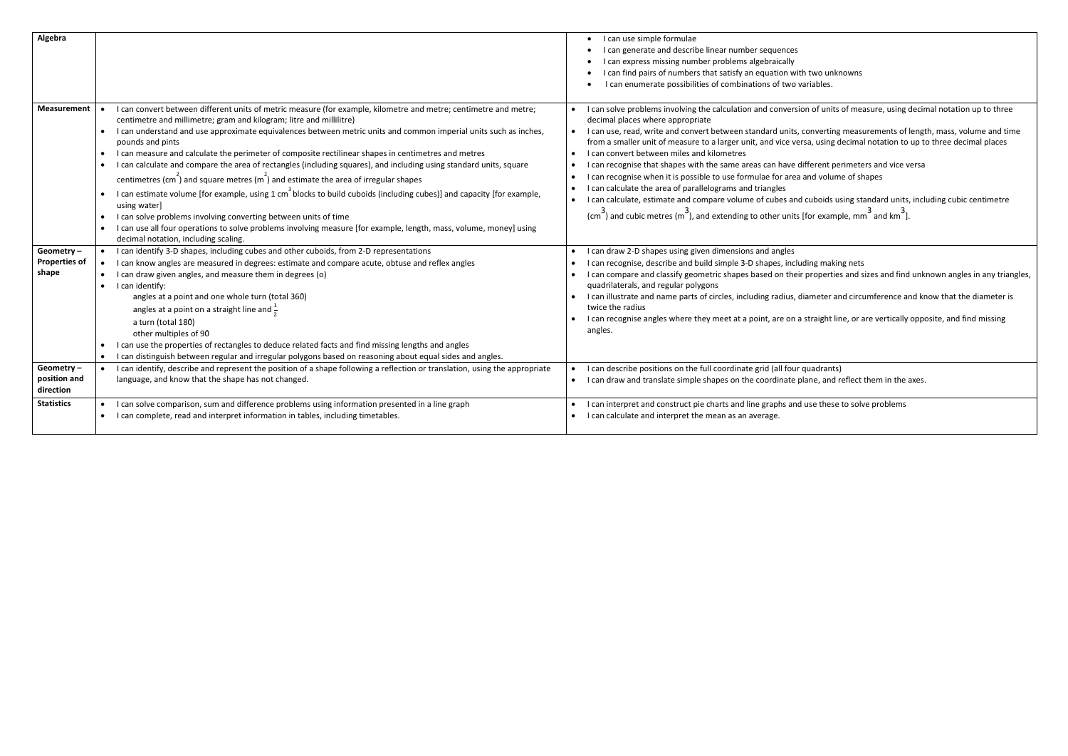| | | |
|---|---|---|
| **Algebra** | | • I can use simple formulae<br>• I can generate and describe linear number sequences<br>• I can express missing number problems algebraically<br>• I can find pairs of numbers that satisfy an equation with two unknowns<br>• I can enumerate possibilities of combinations of two variables. |
| **Measurement** | • I can convert between different units of metric measure (for example, kilometre and metre; centimetre and metre; centimetre and millimetre; gram and kilogram; litre and millilitre)<br>• I can understand and use approximate equivalences between metric units and common imperial units such as inches, pounds and pints<br>• I can measure and calculate the perimeter of composite rectilinear shapes in centimetres and metres<br>• I can calculate and compare the area of rectangles (including squares), and including using standard units, square centimetres ($cm^2$) and square metres ($m^2$) and estimate the area of irregular shapes<br>• I can estimate volume [for example, using 1 $cm^3$ blocks to build cuboids (including cubes)] and capacity [for example, using water]<br>• I can solve problems involving converting between units of time<br>• I can use all four operations to solve problems involving measure [for example, length, mass, volume, money] using decimal notation, including scaling. | • I can solve problems involving the calculation and conversion of units of measure, using decimal notation up to three decimal places where appropriate<br>• I can use, read, write and convert between standard units, converting measurements of length, mass, volume and time from a smaller unit of measure to a larger unit, and vice versa, using decimal notation to up to three decimal places<br>• I can convert between miles and kilometres<br>• I can recognise that shapes with the same areas can have different perimeters and vice versa<br>• I can recognise when it is possible to use formulae for area and volume of shapes<br>• I can calculate the area of parallelograms and triangles<br>• I can calculate, estimate and compare volume of cubes and cuboids using standard units, including cubic centimetre ($cm^3$) and cubic metres ($m^3$), and extending to other units [for example, $mm^3$ and $km^3$]. |
| **Geometry – Properties of shape** | • I can identify 3-D shapes, including cubes and other cuboids, from 2-D representations<br>• I can know angles are measured in degrees: estimate and compare acute, obtuse and reflex angles<br>• I can draw given angles, and measure them in degrees (o)<br>• I can identify:<br>angles at a point and one whole turn (total 360)<br>angles at a point on a straight line and $\frac{1}{2}$ a turn (total 180)<br>other multiples of 90<br>• I can use the properties of rectangles to deduce related facts and find missing lengths and angles<br>• I can distinguish between regular and irregular polygons based on reasoning about equal sides and angles. | • I can draw 2-D shapes using given dimensions and angles<br>• I can recognise, describe and build simple 3-D shapes, including making nets<br>• I can compare and classify geometric shapes based on their properties and sizes and find unknown angles in any triangles, quadrilaterals, and regular polygons<br>• I can illustrate and name parts of circles, including radius, diameter and circumference and know that the diameter is twice the radius<br>• I can recognise angles where they meet at a point, are on a straight line, or are vertically opposite, and find missing angles. |
| **Geometry – position and direction** | • I can identify, describe and represent the position of a shape following a reflection or translation, using the appropriate language, and know that the shape has not changed. | • I can describe positions on the full coordinate grid (all four quadrants)<br>• I can draw and translate simple shapes on the coordinate plane, and reflect them in the axes. |
| **Statistics** | • I can solve comparison, sum and difference problems using information presented in a line graph<br>• I can complete, read and interpret information in tables, including timetables. | • I can interpret and construct pie charts and line graphs and use these to solve problems<br>• I can calculate and interpret the mean as an average. |